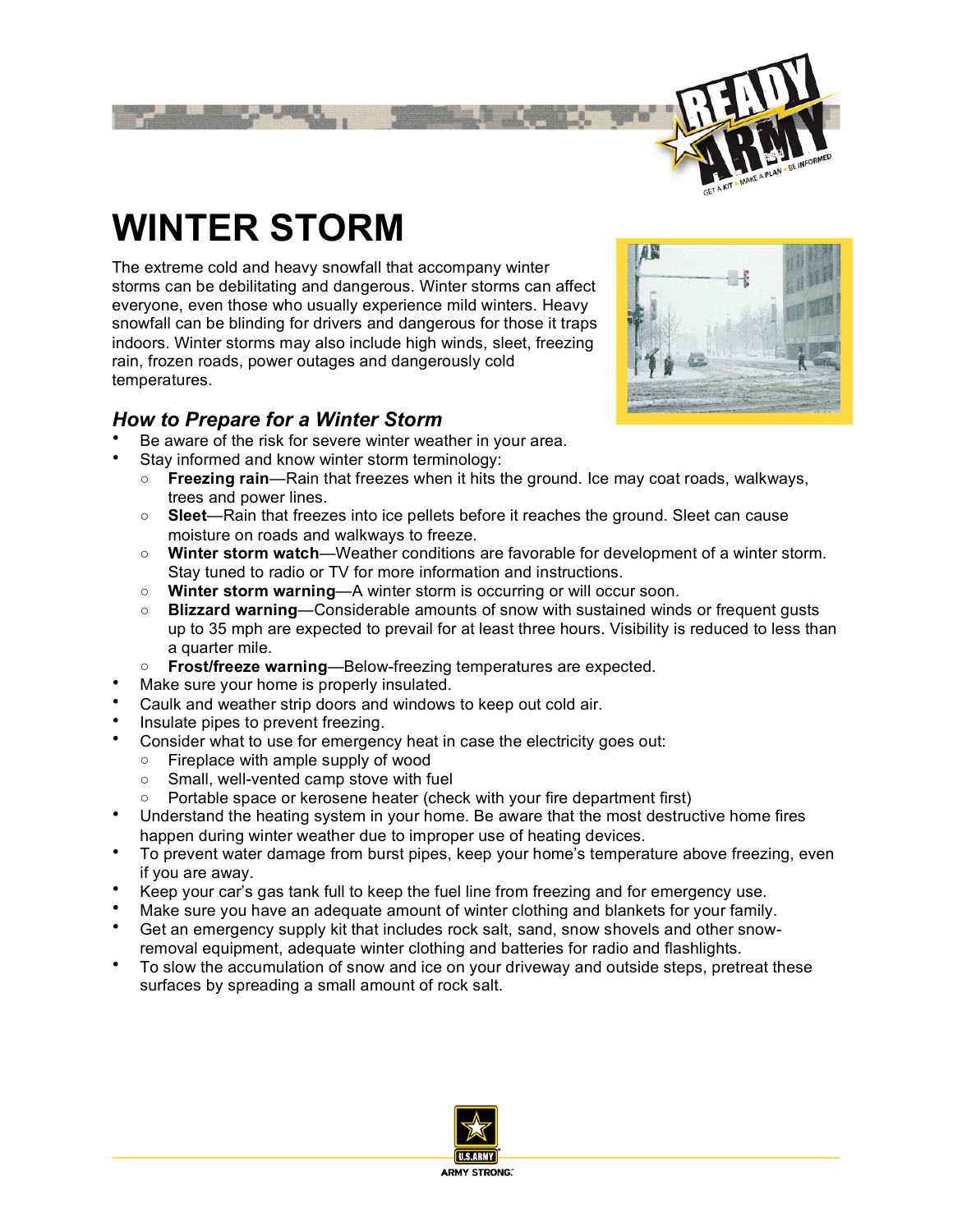# WINTER STORM

The extreme cold and heavy snowfall that accompany winter storms can be debilitating and dangerous. Winter storms can affect everyone, even those who usually experience mild winters. Heavy snowfall can be blinding for drivers and dangerous for those it traps indoors. Winter storms may also include high winds, sleet, freezing rain, frozen roads, power outages and dangerously cold temperatures.

## *How to Prepare for a Winter Storm*

- Be aware of the risk for severe winter weather in your area.
- Stay informed and know winter storm terminology:
  - **Freezing rain**—Rain that freezes when it hits the ground. Ice may coat roads, walkways, trees and power lines.
  - **Sleet**—Rain that freezes into ice pellets before it reaches the ground. Sleet can cause moisture on roads and walkways to freeze.
  - **Winter storm watch**—Weather conditions are favorable for development of a winter storm. Stay tuned to radio or TV for more information and instructions.
  - **Winter storm warning**—A winter storm is occurring or will occur soon.
  - **Blizzard warning**—Considerable amounts of snow with sustained winds or frequent gusts up to 35 mph are expected to prevail for at least three hours. Visibility is reduced to less than a quarter mile.
  - **Frost/freeze warning**—Below-freezing temperatures are expected.
- Make sure your home is properly insulated.
- Caulk and weather strip doors and windows to keep out cold air.
- Insulate pipes to prevent freezing.
- Consider what to use for emergency heat in case the electricity goes out:
  - Fireplace with ample supply of wood
  - Small, well-vented camp stove with fuel
  - Portable space or kerosene heater (check with your fire department first)
- Understand the heating system in your home. Be aware that the most destructive home fires happen during winter weather due to improper use of heating devices.
- To prevent water damage from burst pipes, keep your home's temperature above freezing, even if you are away.
- Keep your car's gas tank full to keep the fuel line from freezing and for emergency use.
- Make sure you have an adequate amount of winter clothing and blankets for your family.
- Get an emergency supply kit that includes rock salt, sand, snow shovels and other snow-removal equipment, adequate winter clothing and batteries for radio and flashlights.
- To slow the accumulation of snow and ice on your driveway and outside steps, pretreat these surfaces by spreading a small amount of rock salt.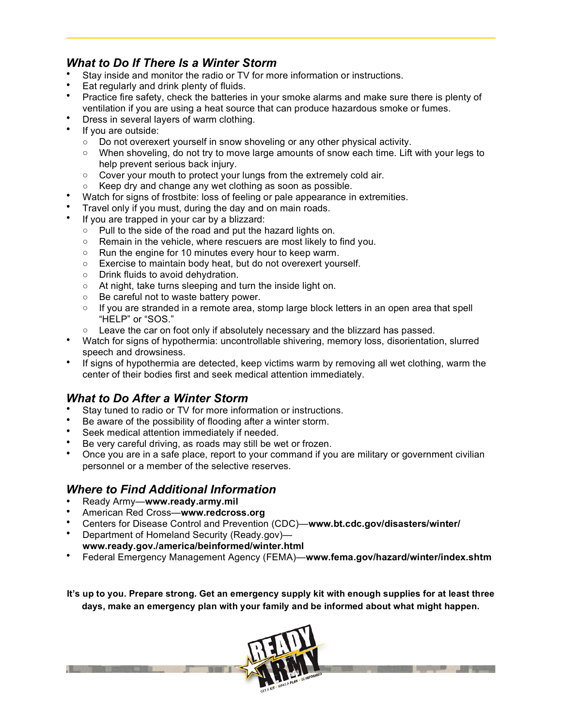## *What to Do If There Is a Winter Storm*

- Stay inside and monitor the radio or TV for more information or instructions.
- Eat regularly and drink plenty of fluids.
- Practice fire safety, check the batteries in your smoke alarms and make sure there is plenty of ventilation if you are using a heat source that can produce hazardous smoke or fumes.
- Dress in several layers of warm clothing.
- If you are outside:
  - Do not overexert yourself in snow shoveling or any other physical activity.
  - When shoveling, do not try to move large amounts of snow each time. Lift with your legs to help prevent serious back injury.
  - Cover your mouth to protect your lungs from the extremely cold air.
  - Keep dry and change any wet clothing as soon as possible.
- Watch for signs of frostbite: loss of feeling or pale appearance in extremities.
- Travel only if you must, during the day and on main roads.
- If you are trapped in your car by a blizzard:
  - Pull to the side of the road and put the hazard lights on.
  - Remain in the vehicle, where rescuers are most likely to find you.
  - Run the engine for 10 minutes every hour to keep warm.
  - Exercise to maintain body heat, but do not overexert yourself.
  - Drink fluids to avoid dehydration.
  - At night, take turns sleeping and turn the inside light on.
  - Be careful not to waste battery power.
  - If you are stranded in a remote area, stomp large block letters in an open area that spell "HELP" or "SOS."
  - Leave the car on foot only if absolutely necessary and the blizzard has passed.
- Watch for signs of hypothermia: uncontrollable shivering, memory loss, disorientation, slurred speech and drowsiness.
- If signs of hypothermia are detected, keep victims warm by removing all wet clothing, warm the center of their bodies first and seek medical attention immediately.

## *What to Do After a Winter Storm*

- Stay tuned to radio or TV for more information or instructions.
- Be aware of the possibility of flooding after a winter storm.
- Seek medical attention immediately if needed.
- Be very careful driving, as roads may still be wet or frozen.
- Once you are in a safe place, report to your command if you are military or government civilian personnel or a member of the selective reserves.

## *Where to Find Additional Information*

- Ready Army—**www.ready.army.mil**
- American Red Cross—**www.redcross.org**
- Centers for Disease Control and Prevention (CDC)—**www.bt.cdc.gov/disasters/winter/**
- Department of Homeland Security (Ready.gov)—**www.ready.gov./america/beinformed/winter.html**
- Federal Emergency Management Agency (FEMA)—**www.fema.gov/hazard/winter/index.shtm**

**It's up to you. Prepare strong. Get an emergency supply kit with enough supplies for at least three days, make an emergency plan with your family and be informed about what might happen.**

READY ARMY
GET A KIT • MAKE A PLAN • BE INFORMED